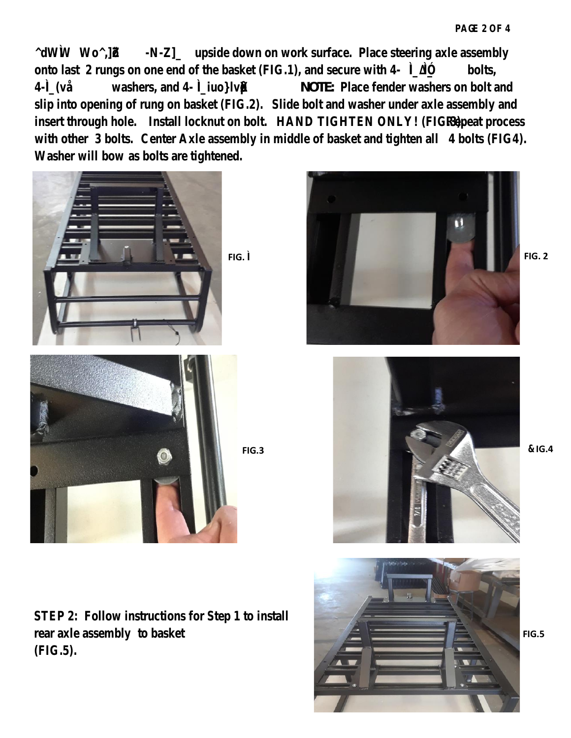**^dWÌW Wo^,]ŽŽ -N-Z]_ upside down on work surface. Place steering axle assembly onto last 2 rungs on one end of the basket (FIG.1), and secure with 4- Ì_ÌÓ bolts, 4-Ì_(vå washers, and 4- Ì_iuo}lvĂ NOTE: Place fender washers on bolt and slip into opening of rung on basket (FIG.2). Slide bolt and washer under axle assembly and insert through hole. Install locknut on bolt. HAND TIGHTEN ONLY! (FIG3) Repeat process with other 3 bolts. Center Axle assembly in middle of basket and tighten all 4 bolts (FIG4). Washer will bow as bolts are tightened.**

FIG. Ì

FIG. 2

FIG.3

&IG.4

**STEP 2: Follow instructions for Step 1 to install rear axle assembly to basket (FIG.5).**

FIG.5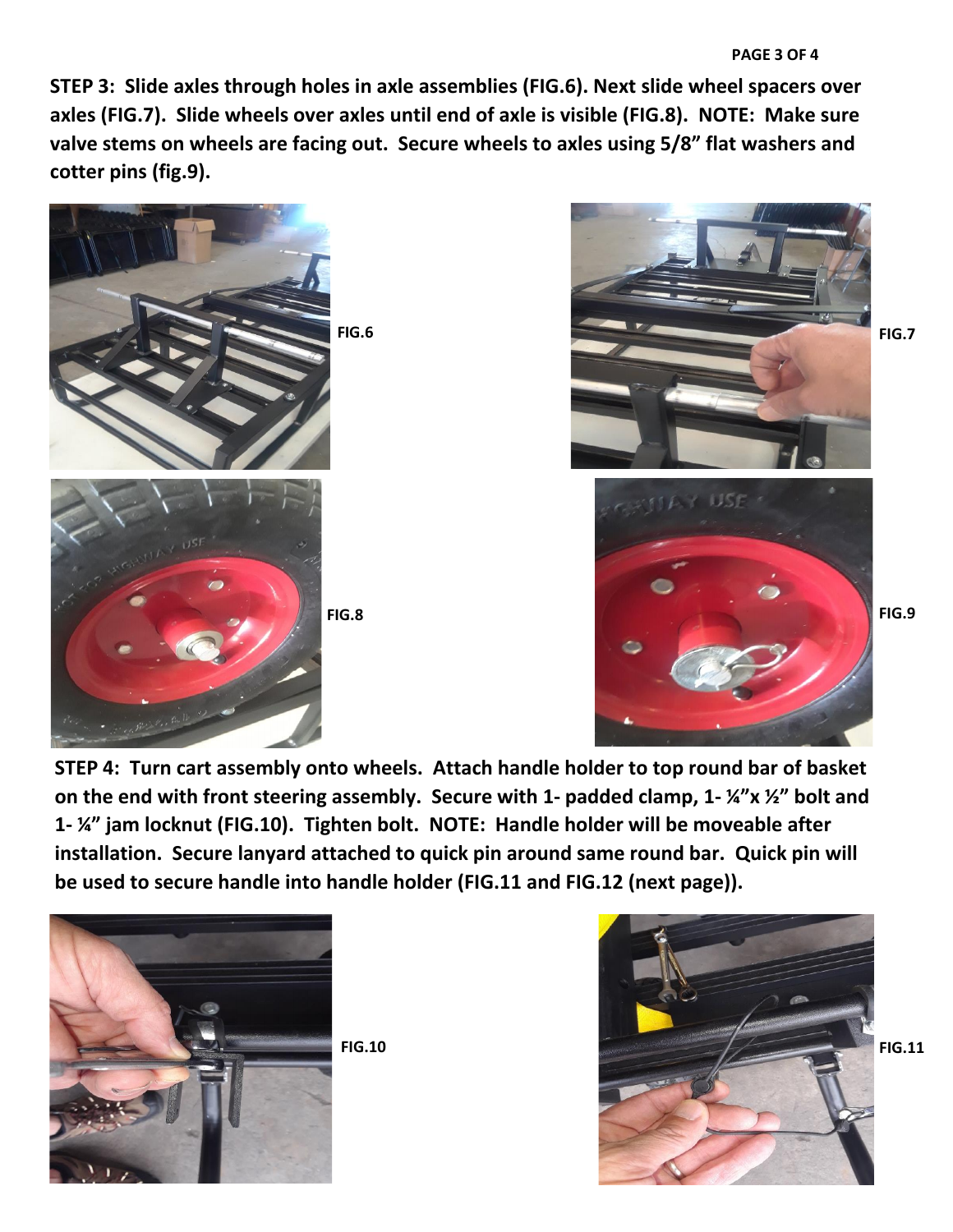**STEP 3: Slide axles through holes in axle assemblies (FIG.6). Next slide wheel spacers over axles (FIG.7). Slide wheels over axles until end of axle is visible (FIG.8). NOTE: Make sure valve stems on wheels are facing out. Secure wheels to axles using 5/8" flat washers and cotter pins (fig.9).**

**FIG.6**

**FIG.7**

**FIG.8**

**FIG.9**

**STEP 4: Turn cart assembly onto wheels. Attach handle holder to top round bar of basket on the end with front steering assembly. Secure with 1- padded clamp, 1- ¼"x ½" bolt and 1- ¼" jam locknut (FIG.10). Tighten bolt. NOTE: Handle holder will be moveable after installation. Secure lanyard attached to quick pin around same round bar. Quick pin will be used to secure handle into handle holder (FIG.11 and FIG.12 (next page)).**

**FIG.10**

**FIG.11**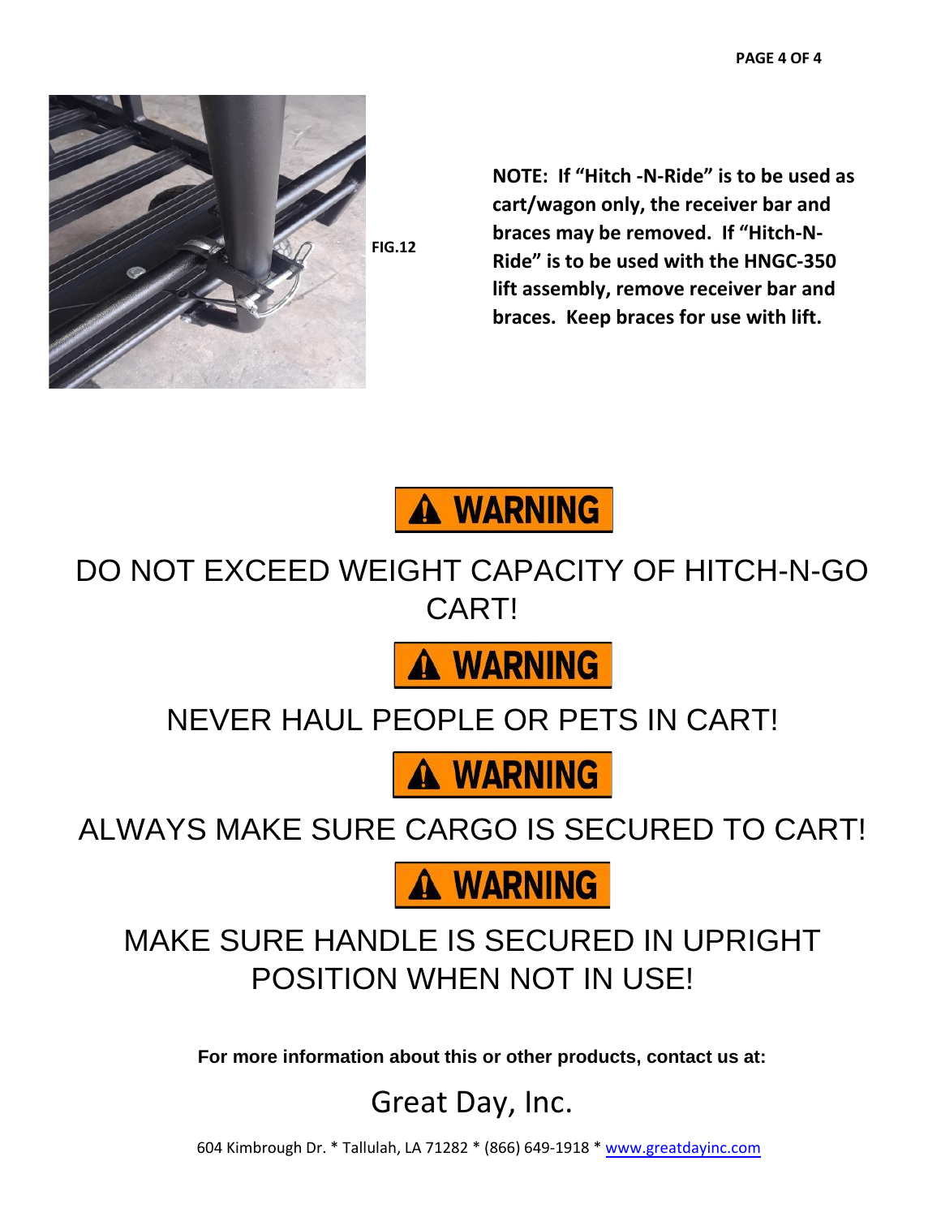FIG.12

**NOTE: If "Hitch -N-Ride" is to be used as cart/wagon only, the receiver bar and braces may be removed. If "Hitch-N-Ride" is to be used with the HNGC-350 lift assembly, remove receiver bar and braces. Keep braces for use with lift.**

**⚠ WARNING**

DO NOT EXCEED WEIGHT CAPACITY OF HITCH-N-GO CART!

**⚠ WARNING**

NEVER HAUL PEOPLE OR PETS IN CART!

**⚠ WARNING**

ALWAYS MAKE SURE CARGO IS SECURED TO CART!

**⚠ WARNING**

MAKE SURE HANDLE IS SECURED IN UPRIGHT POSITION WHEN NOT IN USE!

**For more information about this or other products, contact us at:**

Great Day, Inc.

604 Kimbrough Dr. * Tallulah, LA 71282 * (866) 649-1918 * www.greatdayinc.com